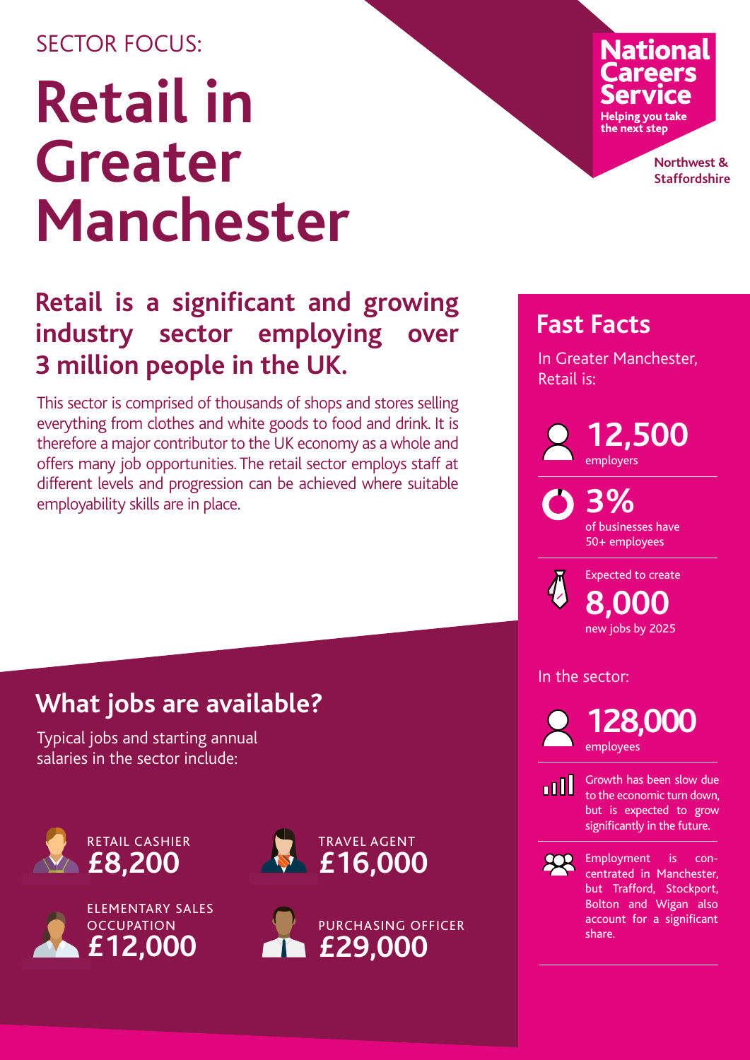SECTOR FOCUS:

# Retail in Greater Manchester

**National Careers Service**
Helping you take the next step

Northwest & Staffordshire

## Retail is a significant and growing industry sector employing over 3 million people in the UK.

This sector is comprised of thousands of shops and stores selling everything from clothes and white goods to food and drink. It is therefore a major contributor to the UK economy as a whole and offers many job opportunities. The retail sector employs staff at different levels and progression can be achieved where suitable employability skills are in place.

## What jobs are available?

Typical jobs and starting annual salaries in the sector include:

- RETAIL CASHIER **£8,200**
- TRAVEL AGENT **£16,000**
- ELEMENTARY SALES OCCUPATION **£12,000**
- PURCHASING OFFICER **£29,000**

## Fast Facts

In Greater Manchester, Retail is:

**12,500** employers

**3%** of businesses have 50+ employees

Expected to create **8,000** new jobs by 2025

In the sector:

**128,000** employees

Growth has been slow due to the economic turn down, but is expected to grow significantly in the future.

Employment is concentrated in Manchester, but Trafford, Stockport, Bolton and Wigan also account for a significant share.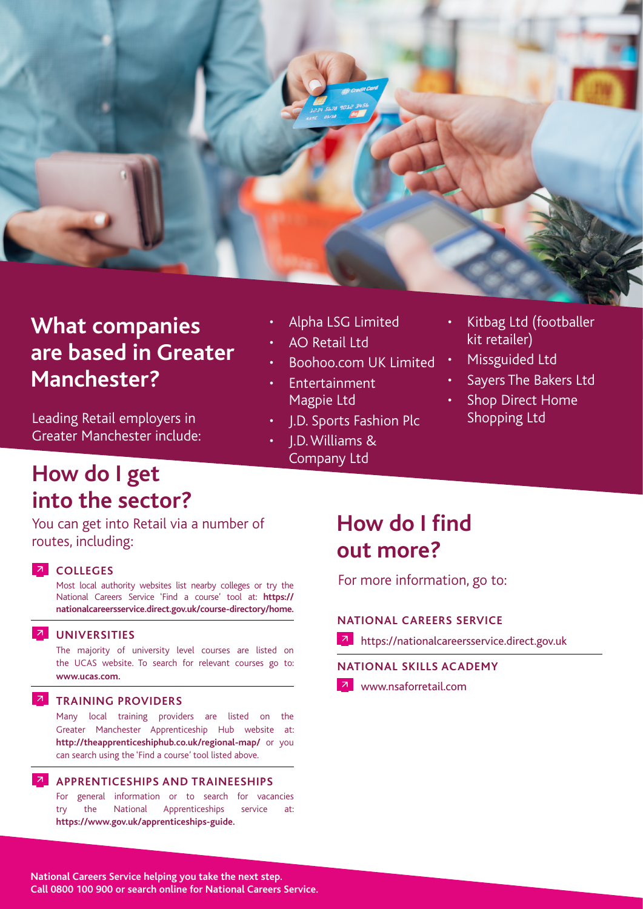## What companies are based in Greater Manchester?

Leading Retail employers in Greater Manchester include:

- Alpha LSG Limited
- AO Retail Ltd
- Boohoo.com UK Limited
- Entertainment Magpie Ltd
- J.D. Sports Fashion Plc
- J.D. Williams & Company Ltd
- Kitbag Ltd (footballer kit retailer)
- Missguided Ltd
- Sayers The Bakers Ltd
- Shop Direct Home Shopping Ltd

## How do I get into the sector?

You can get into Retail via a number of routes, including:

### COLLEGES

Most local authority websites list nearby colleges or try the National Careers Service 'Find a course' tool at: **https://nationalcareersservice.direct.gov.uk/course-directory/home.**

### UNIVERSITIES

The majority of university level courses are listed on the UCAS website. To search for relevant courses go to: **www.ucas.com.**

### TRAINING PROVIDERS

Many local training providers are listed on the Greater Manchester Apprenticeship Hub website at: **http://theapprenticeshiphub.co.uk/regional-map/** or you can search using the 'Find a course' tool listed above.

### APPRENTICESHIPS AND TRAINEESHIPS

For general information or to search for vacancies try the National Apprenticeships service at: **https://www.gov.uk/apprenticeships-guide.**

## How do I find out more?

For more information, go to:

### NATIONAL CAREERS SERVICE

https://nationalcareersservice.direct.gov.uk

### NATIONAL SKILLS ACADEMY

www.nsaforretail.com

**National Careers Service helping you take the next step.**
**Call 0800 100 900 or search online for National Careers Service.**